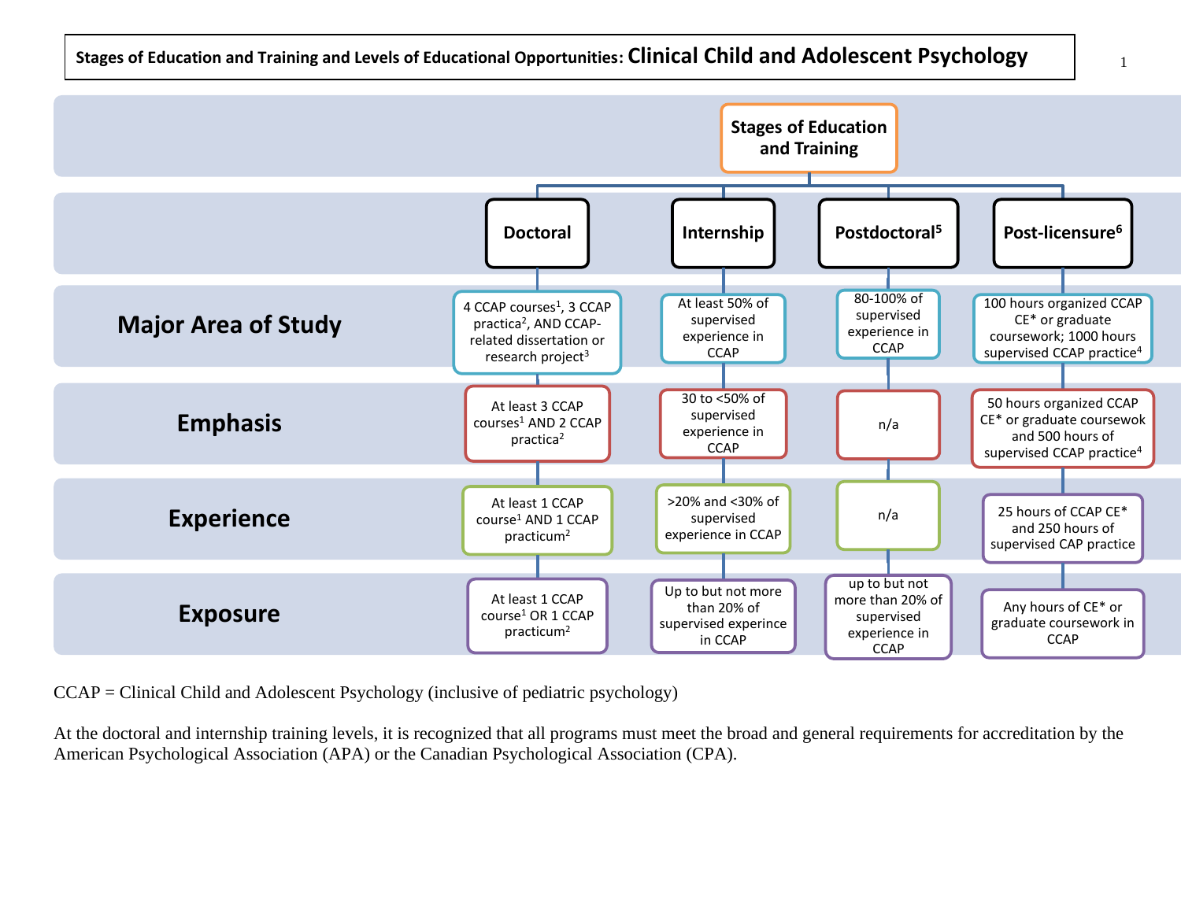# Stages of Education and Training and Levels of Educational Opportunities: Clinical Child and Adolescent Psychology

| Stages of Education and Training | Doctoral | Internship | Postdoctoral[5] | Post-licensure[6] |
|---|---|---|---|---|
| **Major Area of Study** | 4 CCAP courses[1], 3 CCAP practica[2], AND CCAP-related dissertation or research project[3] | At least 50% of supervised experience in CCAP | 80-100% of supervised experience in CCAP | 100 hours organized CCAP CE* or graduate coursework; 1000 hours supervised CCAP practice[4] |
| **Emphasis** | At least 3 CCAP courses[1] AND 2 CCAP practica[2] | 30 to <50% of supervised experience in CCAP | n/a | 50 hours organized CCAP CE* or graduate coursewok and 500 hours of supervised CCAP practice[4] |
| **Experience** | At least 1 CCAP course[1] AND 1 CCAP practicum[2] | >20% and <30% of supervised experience in CCAP | n/a | 25 hours of CCAP CE* and 250 hours of supervised CAP practice |
| **Exposure** | At least 1 CCAP course[1] OR 1 CCAP practicum[2] | Up to but not more than 20% of supervised experince in CCAP | up to but not more than 20% of supervised experience in CCAP | Any hours of CE* or graduate coursework in CCAP |

CCAP = Clinical Child and Adolescent Psychology (inclusive of pediatric psychology)

At the doctoral and internship training levels, it is recognized that all programs must meet the broad and general requirements for accreditation by the American Psychological Association (APA) or the Canadian Psychological Association (CPA).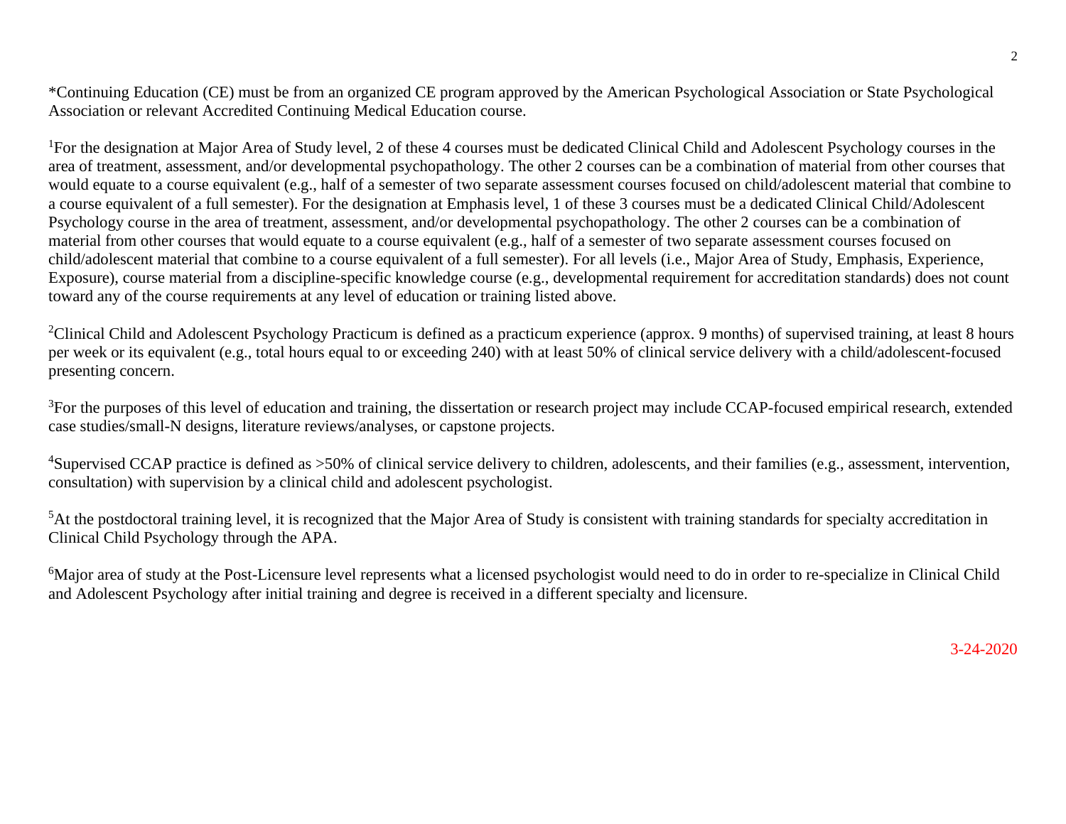*Continuing Education (CE) must be from an organized CE program approved by the American Psychological Association or State Psychological Association or relevant Accredited Continuing Medical Education course.

[1]For the designation at Major Area of Study level, 2 of these 4 courses must be dedicated Clinical Child and Adolescent Psychology courses in the area of treatment, assessment, and/or developmental psychopathology. The other 2 courses can be a combination of material from other courses that would equate to a course equivalent (e.g., half of a semester of two separate assessment courses focused on child/adolescent material that combine to a course equivalent of a full semester). For the designation at Emphasis level, 1 of these 3 courses must be a dedicated Clinical Child/Adolescent Psychology course in the area of treatment, assessment, and/or developmental psychopathology. The other 2 courses can be a combination of material from other courses that would equate to a course equivalent (e.g., half of a semester of two separate assessment courses focused on child/adolescent material that combine to a course equivalent of a full semester). For all levels (i.e., Major Area of Study, Emphasis, Experience, Exposure), course material from a discipline-specific knowledge course (e.g., developmental requirement for accreditation standards) does not count toward any of the course requirements at any level of education or training listed above.

[2]Clinical Child and Adolescent Psychology Practicum is defined as a practicum experience (approx. 9 months) of supervised training, at least 8 hours per week or its equivalent (e.g., total hours equal to or exceeding 240) with at least 50% of clinical service delivery with a child/adolescent-focused presenting concern.

[3]For the purposes of this level of education and training, the dissertation or research project may include CCAP-focused empirical research, extended case studies/small-N designs, literature reviews/analyses, or capstone projects.

[4]Supervised CCAP practice is defined as >50% of clinical service delivery to children, adolescents, and their families (e.g., assessment, intervention, consultation) with supervision by a clinical child and adolescent psychologist.

[5]At the postdoctoral training level, it is recognized that the Major Area of Study is consistent with training standards for specialty accreditation in Clinical Child Psychology through the APA.

[6]Major area of study at the Post-Licensure level represents what a licensed psychologist would need to do in order to re-specialize in Clinical Child and Adolescent Psychology after initial training and degree is received in a different specialty and licensure.

3-24-2020